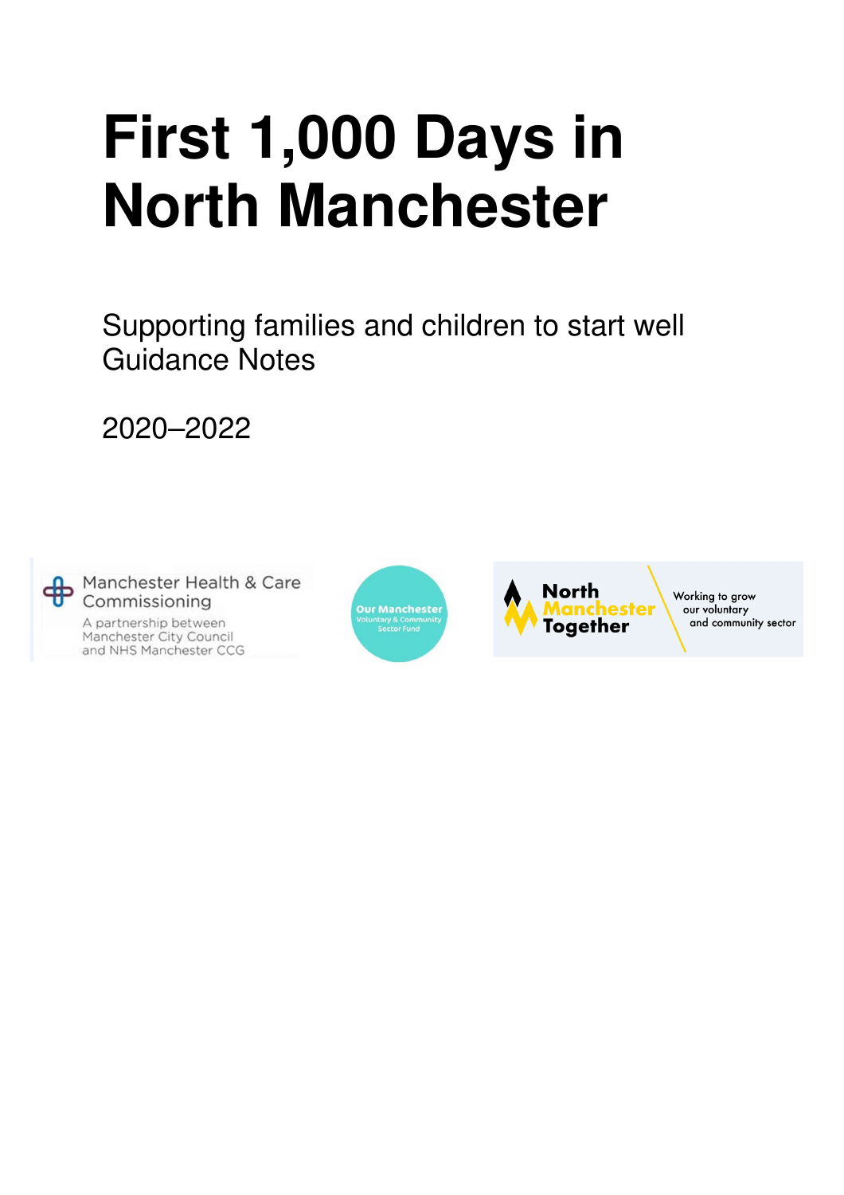# First 1,000 Days in North Manchester

Supporting families and children to start well
Guidance Notes

2020–2022

Manchester Health & Care Commissioning
A partnership between Manchester City Council and NHS Manchester CCG

Our Manchester Voluntary & Community Sector Fund

North Manchester Together
Working to grow our voluntary and community sector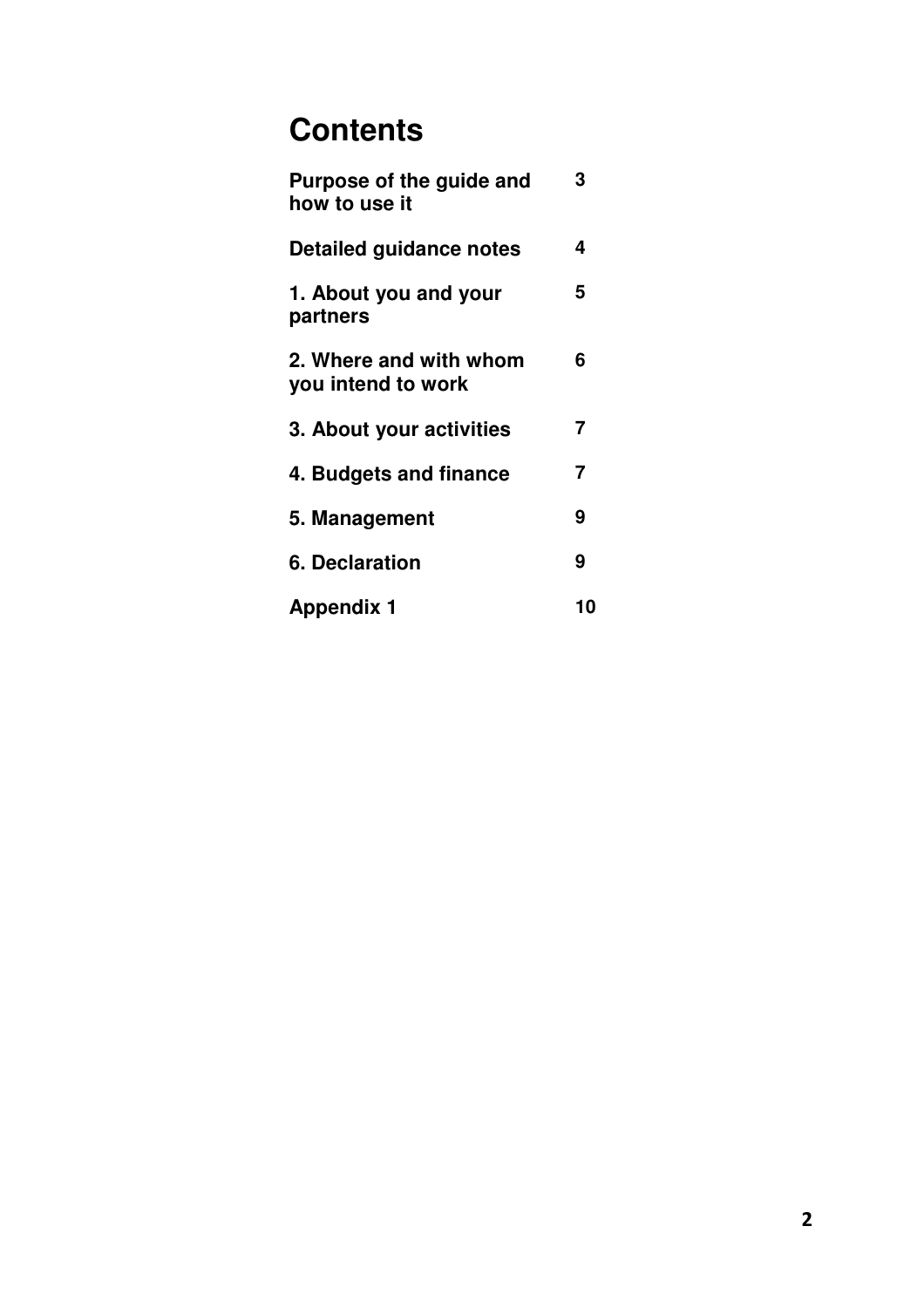# Contents

| | |
|---|---|
| **Purpose of the guide and how to use it** | **3** |
| **Detailed guidance notes** | **4** |
| **1. About you and your partners** | **5** |
| **2. Where and with whom you intend to work** | **6** |
| **3. About your activities** | **7** |
| **4. Budgets and finance** | **7** |
| **5. Management** | **9** |
| **6. Declaration** | **9** |
| **Appendix 1** | **10** |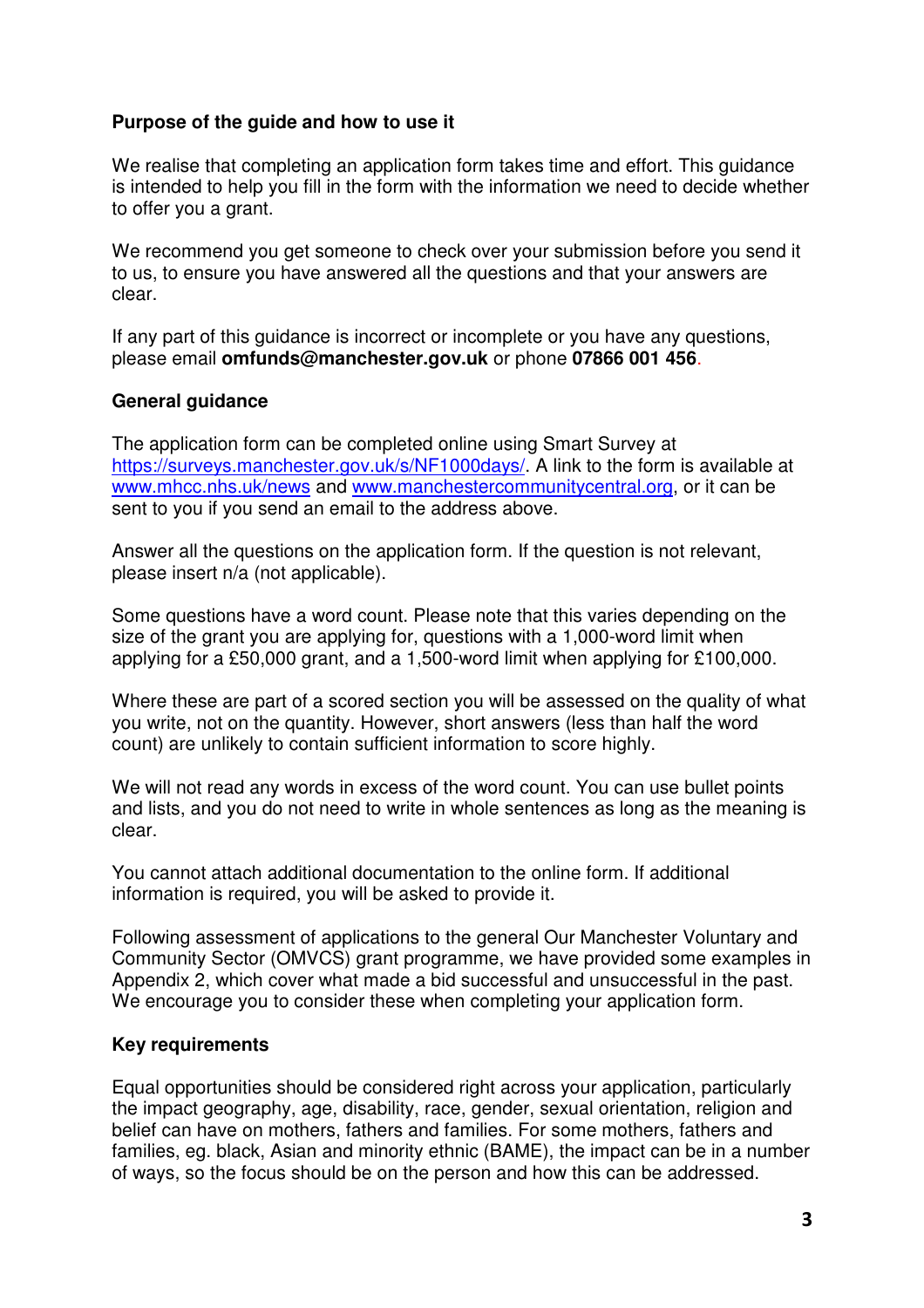**Purpose of the guide and how to use it**

We realise that completing an application form takes time and effort. This guidance is intended to help you fill in the form with the information we need to decide whether to offer you a grant.

We recommend you get someone to check over your submission before you send it to us, to ensure you have answered all the questions and that your answers are clear.

If any part of this guidance is incorrect or incomplete or you have any questions, please email **omfunds@manchester.gov.uk** or phone **07866 001 456**.

**General guidance**

The application form can be completed online using Smart Survey at https://surveys.manchester.gov.uk/s/NF1000days/. A link to the form is available at www.mhcc.nhs.uk/news and www.manchestercommunitycentral.org, or it can be sent to you if you send an email to the address above.

Answer all the questions on the application form. If the question is not relevant, please insert n/a (not applicable).

Some questions have a word count. Please note that this varies depending on the size of the grant you are applying for, questions with a 1,000-word limit when applying for a £50,000 grant, and a 1,500-word limit when applying for £100,000.

Where these are part of a scored section you will be assessed on the quality of what you write, not on the quantity. However, short answers (less than half the word count) are unlikely to contain sufficient information to score highly.

We will not read any words in excess of the word count. You can use bullet points and lists, and you do not need to write in whole sentences as long as the meaning is clear.

You cannot attach additional documentation to the online form. If additional information is required, you will be asked to provide it.

Following assessment of applications to the general Our Manchester Voluntary and Community Sector (OMVCS) grant programme, we have provided some examples in Appendix 2, which cover what made a bid successful and unsuccessful in the past. We encourage you to consider these when completing your application form.

**Key requirements**

Equal opportunities should be considered right across your application, particularly the impact geography, age, disability, race, gender, sexual orientation, religion and belief can have on mothers, fathers and families. For some mothers, fathers and families, eg. black, Asian and minority ethnic (BAME), the impact can be in a number of ways, so the focus should be on the person and how this can be addressed.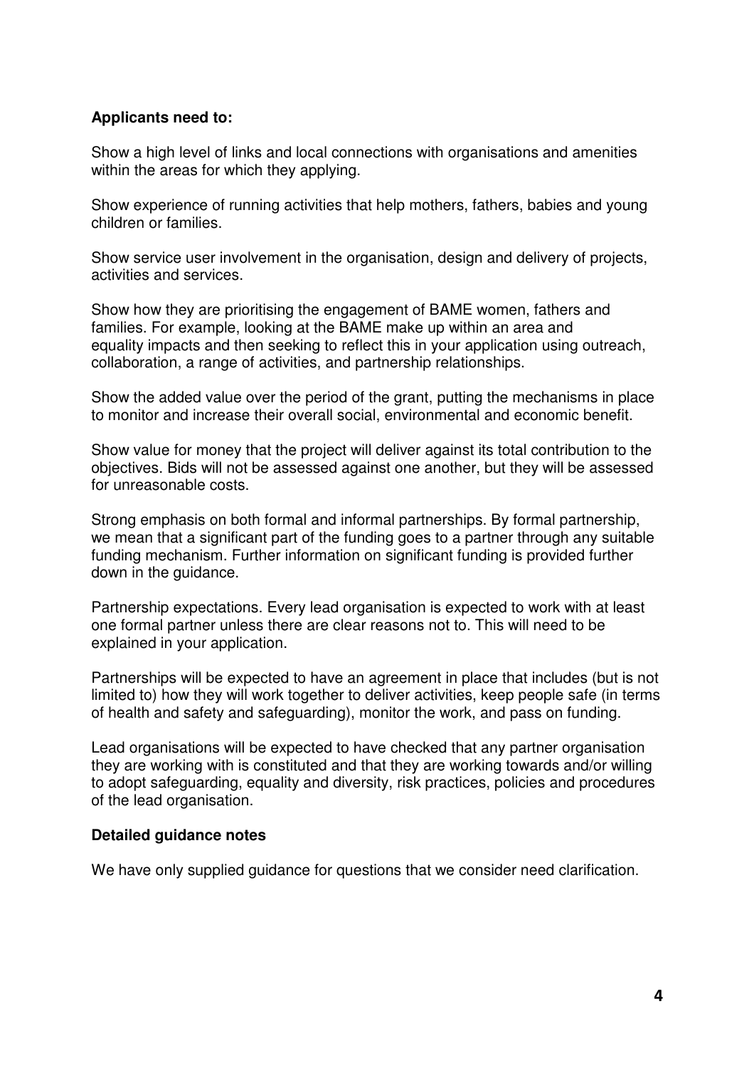**Applicants need to:**

Show a high level of links and local connections with organisations and amenities within the areas for which they applying.

Show experience of running activities that help mothers, fathers, babies and young children or families.

Show service user involvement in the organisation, design and delivery of projects, activities and services.

Show how they are prioritising the engagement of BAME women, fathers and families. For example, looking at the BAME make up within an area and equality impacts and then seeking to reflect this in your application using outreach, collaboration, a range of activities, and partnership relationships.

Show the added value over the period of the grant, putting the mechanisms in place to monitor and increase their overall social, environmental and economic benefit.

Show value for money that the project will deliver against its total contribution to the objectives. Bids will not be assessed against one another, but they will be assessed for unreasonable costs.

Strong emphasis on both formal and informal partnerships. By formal partnership, we mean that a significant part of the funding goes to a partner through any suitable funding mechanism. Further information on significant funding is provided further down in the guidance.

Partnership expectations. Every lead organisation is expected to work with at least one formal partner unless there are clear reasons not to. This will need to be explained in your application.

Partnerships will be expected to have an agreement in place that includes (but is not limited to) how they will work together to deliver activities, keep people safe (in terms of health and safety and safeguarding), monitor the work, and pass on funding.

Lead organisations will be expected to have checked that any partner organisation they are working with is constituted and that they are working towards and/or willing to adopt safeguarding, equality and diversity, risk practices, policies and procedures of the lead organisation.

**Detailed guidance notes**

We have only supplied guidance for questions that we consider need clarification.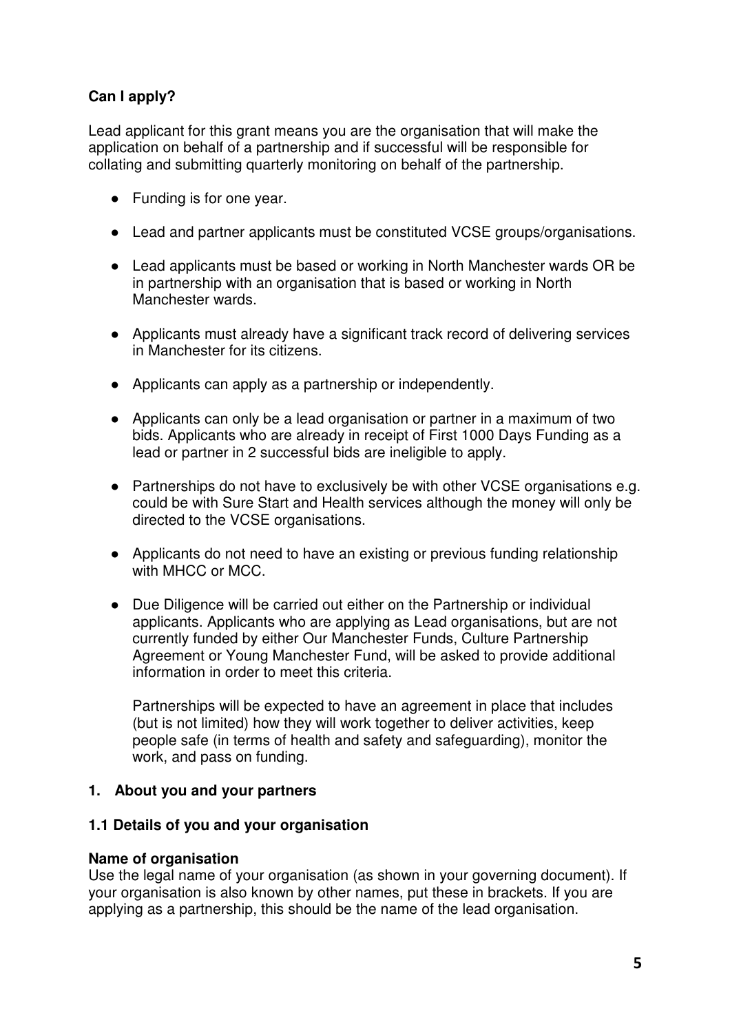**Can I apply?**

Lead applicant for this grant means you are the organisation that will make the application on behalf of a partnership and if successful will be responsible for collating and submitting quarterly monitoring on behalf of the partnership.

- Funding is for one year.
- Lead and partner applicants must be constituted VCSE groups/organisations.
- Lead applicants must be based or working in North Manchester wards OR be in partnership with an organisation that is based or working in North Manchester wards.
- Applicants must already have a significant track record of delivering services in Manchester for its citizens.
- Applicants can apply as a partnership or independently.
- Applicants can only be a lead organisation or partner in a maximum of two bids. Applicants who are already in receipt of First 1000 Days Funding as a lead or partner in 2 successful bids are ineligible to apply.
- Partnerships do not have to exclusively be with other VCSE organisations e.g. could be with Sure Start and Health services although the money will only be directed to the VCSE organisations.
- Applicants do not need to have an existing or previous funding relationship with MHCC or MCC.
- Due Diligence will be carried out either on the Partnership or individual applicants. Applicants who are applying as Lead organisations, but are not currently funded by either Our Manchester Funds, Culture Partnership Agreement or Young Manchester Fund, will be asked to provide additional information in order to meet this criteria.

  Partnerships will be expected to have an agreement in place that includes (but is not limited) how they will work together to deliver activities, keep people safe (in terms of health and safety and safeguarding), monitor the work, and pass on funding.

## 1. About you and your partners

### 1.1 Details of you and your organisation

**Name of organisation**
Use the legal name of your organisation (as shown in your governing document). If your organisation is also known by other names, put these in brackets. If you are applying as a partnership, this should be the name of the lead organisation.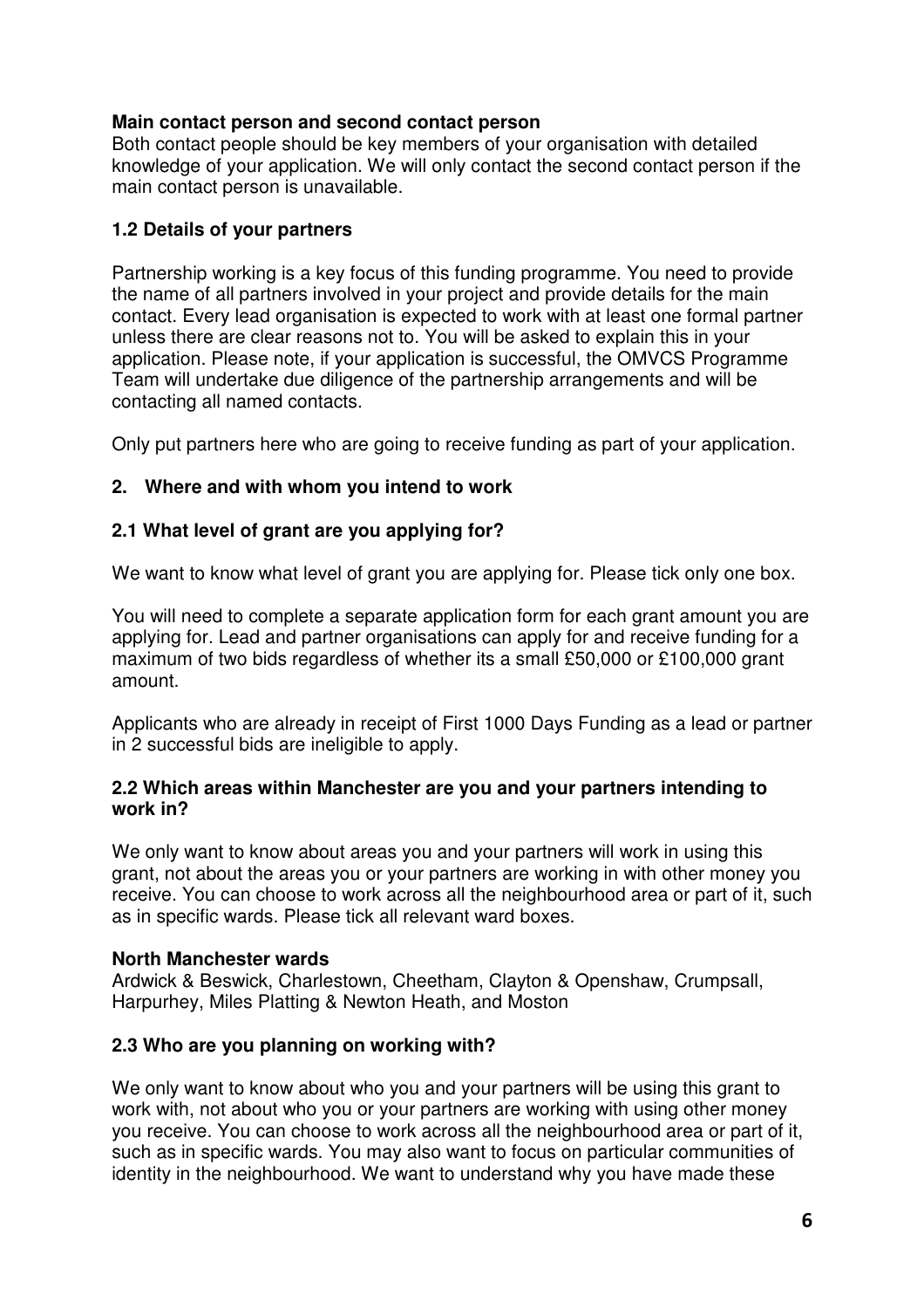**Main contact person and second contact person**
Both contact people should be key members of your organisation with detailed knowledge of your application. We will only contact the second contact person if the main contact person is unavailable.

### 1.2 Details of your partners

Partnership working is a key focus of this funding programme. You need to provide the name of all partners involved in your project and provide details for the main contact. Every lead organisation is expected to work with at least one formal partner unless there are clear reasons not to. You will be asked to explain this in your application. Please note, if your application is successful, the OMVCS Programme Team will undertake due diligence of the partnership arrangements and will be contacting all named contacts.

Only put partners here who are going to receive funding as part of your application.

## 2. Where and with whom you intend to work

### 2.1 What level of grant are you applying for?

We want to know what level of grant you are applying for. Please tick only one box.

You will need to complete a separate application form for each grant amount you are applying for. Lead and partner organisations can apply for and receive funding for a maximum of two bids regardless of whether its a small £50,000 or £100,000 grant amount.

Applicants who are already in receipt of First 1000 Days Funding as a lead or partner in 2 successful bids are ineligible to apply.

### 2.2 Which areas within Manchester are you and your partners intending to work in?

We only want to know about areas you and your partners will work in using this grant, not about the areas you or your partners are working in with other money you receive. You can choose to work across all the neighbourhood area or part of it, such as in specific wards. Please tick all relevant ward boxes.

**North Manchester wards**
Ardwick & Beswick, Charlestown, Cheetham, Clayton & Openshaw, Crumpsall, Harpurhey, Miles Platting & Newton Heath, and Moston

### 2.3 Who are you planning on working with?

We only want to know about who you and your partners will be using this grant to work with, not about who you or your partners are working with using other money you receive. You can choose to work across all the neighbourhood area or part of it, such as in specific wards. You may also want to focus on particular communities of identity in the neighbourhood. We want to understand why you have made these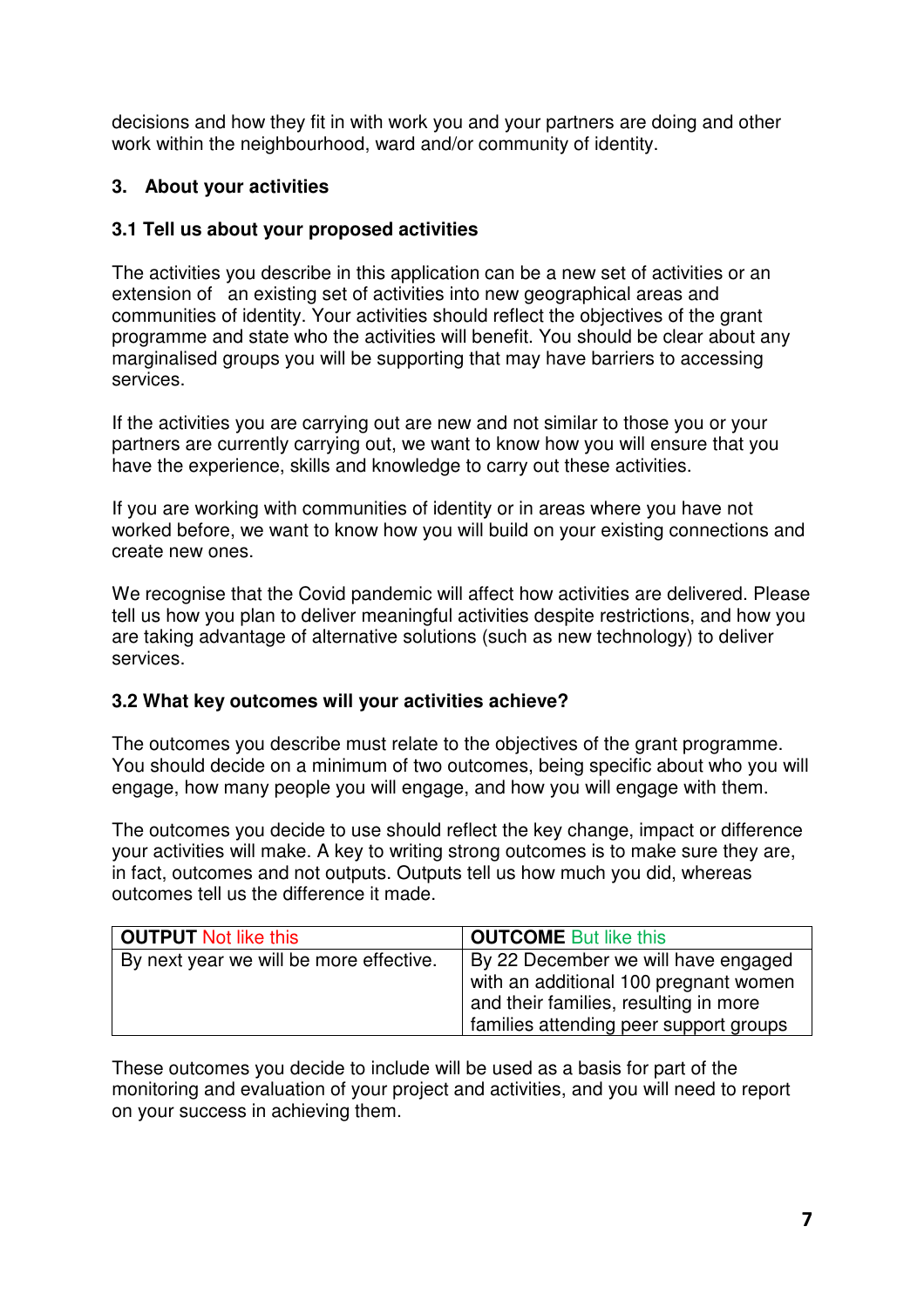decisions and how they fit in with work you and your partners are doing and other work within the neighbourhood, ward and/or community of identity.

## 3. About your activities

### 3.1 Tell us about your proposed activities

The activities you describe in this application can be a new set of activities or an extension of an existing set of activities into new geographical areas and communities of identity. Your activities should reflect the objectives of the grant programme and state who the activities will benefit. You should be clear about any marginalised groups you will be supporting that may have barriers to accessing services.

If the activities you are carrying out are new and not similar to those you or your partners are currently carrying out, we want to know how you will ensure that you have the experience, skills and knowledge to carry out these activities.

If you are working with communities of identity or in areas where you have not worked before, we want to know how you will build on your existing connections and create new ones.

We recognise that the Covid pandemic will affect how activities are delivered. Please tell us how you plan to deliver meaningful activities despite restrictions, and how you are taking advantage of alternative solutions (such as new technology) to deliver services.

### 3.2 What key outcomes will your activities achieve?

The outcomes you describe must relate to the objectives of the grant programme. You should decide on a minimum of two outcomes, being specific about who you will engage, how many people you will engage, and how you will engage with them.

The outcomes you decide to use should reflect the key change, impact or difference your activities will make. A key to writing strong outcomes is to make sure they are, in fact, outcomes and not outputs. Outputs tell us how much you did, whereas outcomes tell us the difference it made.

| **OUTPUT** Not like this | **OUTCOME** But like this |
| --- | --- |
| By next year we will be more effective. | By 22 December we will have engaged with an additional 100 pregnant women and their families, resulting in more families attending peer support groups |

These outcomes you decide to include will be used as a basis for part of the monitoring and evaluation of your project and activities, and you will need to report on your success in achieving them.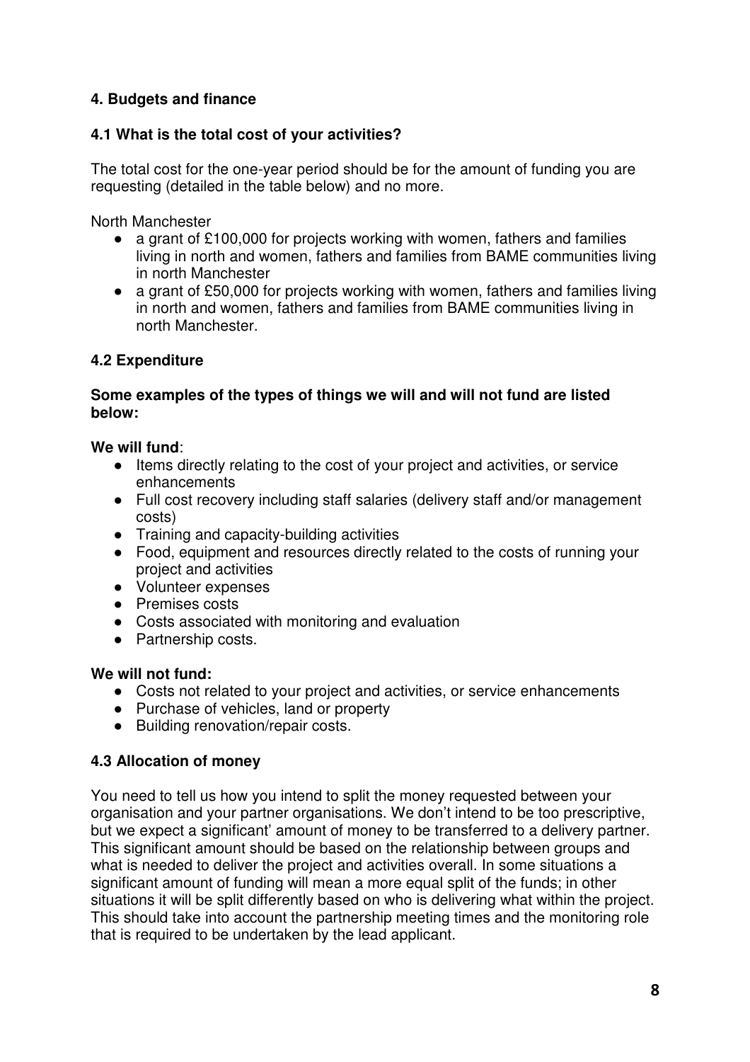## 4. Budgets and finance

### 4.1 What is the total cost of your activities?

The total cost for the one-year period should be for the amount of funding you are requesting (detailed in the table below) and no more.

North Manchester

- a grant of £100,000 for projects working with women, fathers and families living in north and women, fathers and families from BAME communities living in north Manchester
- a grant of £50,000 for projects working with women, fathers and families living in north and women, fathers and families from BAME communities living in north Manchester.

### 4.2 Expenditure

**Some examples of the types of things we will and will not fund are listed below:**

**We will fund**:

- Items directly relating to the cost of your project and activities, or service enhancements
- Full cost recovery including staff salaries (delivery staff and/or management costs)
- Training and capacity-building activities
- Food, equipment and resources directly related to the costs of running your project and activities
- Volunteer expenses
- Premises costs
- Costs associated with monitoring and evaluation
- Partnership costs.

**We will not fund:**

- Costs not related to your project and activities, or service enhancements
- Purchase of vehicles, land or property
- Building renovation/repair costs.

### 4.3 Allocation of money

You need to tell us how you intend to split the money requested between your organisation and your partner organisations. We don't intend to be too prescriptive, but we expect a significant' amount of money to be transferred to a delivery partner. This significant amount should be based on the relationship between groups and what is needed to deliver the project and activities overall. In some situations a significant amount of funding will mean a more equal split of the funds; in other situations it will be split differently based on who is delivering what within the project. This should take into account the partnership meeting times and the monitoring role that is required to be undertaken by the lead applicant.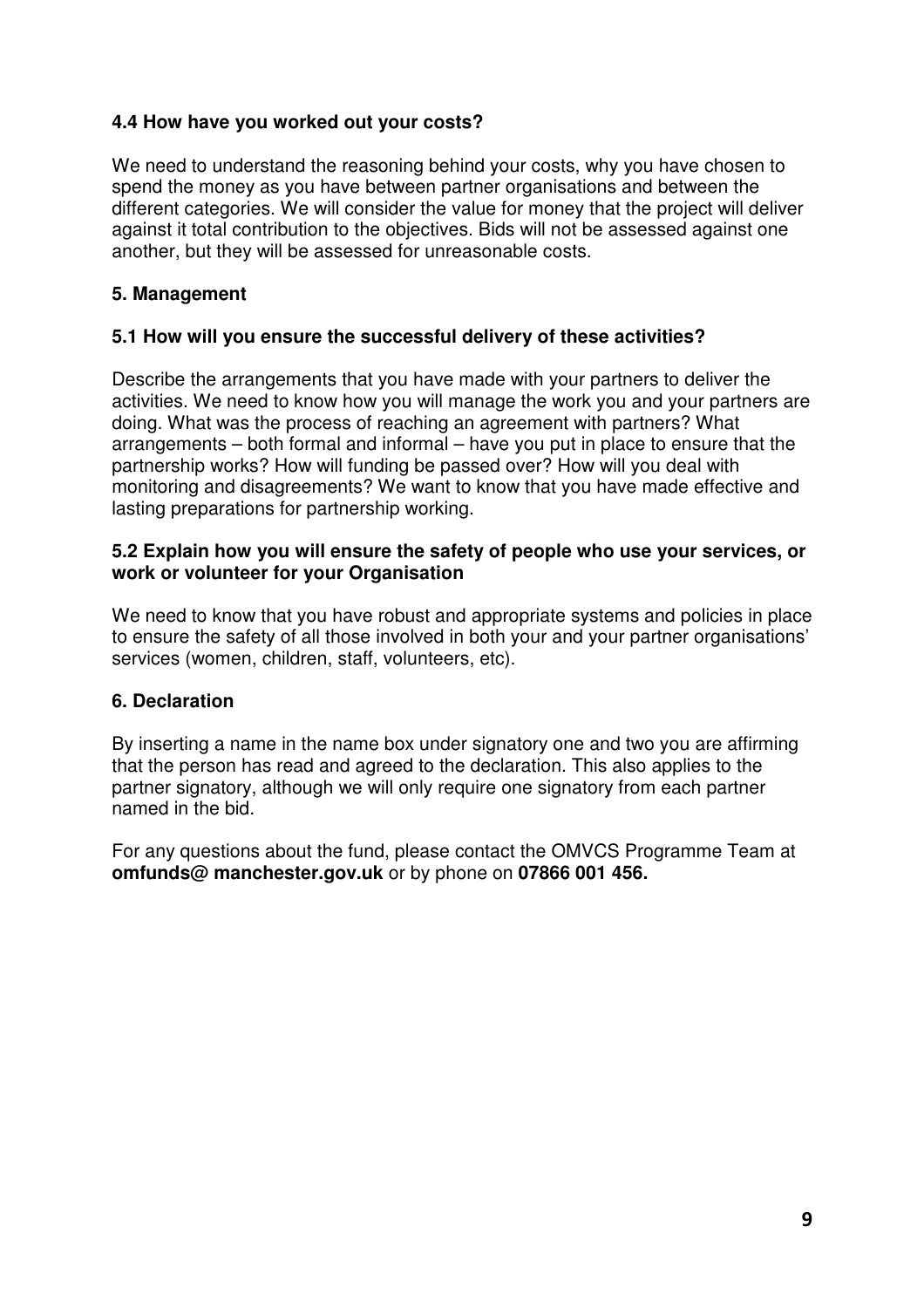### 4.4 How have you worked out your costs?

We need to understand the reasoning behind your costs, why you have chosen to spend the money as you have between partner organisations and between the different categories. We will consider the value for money that the project will deliver against it total contribution to the objectives. Bids will not be assessed against one another, but they will be assessed for unreasonable costs.

## 5. Management

### 5.1 How will you ensure the successful delivery of these activities?

Describe the arrangements that you have made with your partners to deliver the activities. We need to know how you will manage the work you and your partners are doing. What was the process of reaching an agreement with partners? What arrangements – both formal and informal – have you put in place to ensure that the partnership works? How will funding be passed over? How will you deal with monitoring and disagreements? We want to know that you have made effective and lasting preparations for partnership working.

### 5.2 Explain how you will ensure the safety of people who use your services, or work or volunteer for your Organisation

We need to know that you have robust and appropriate systems and policies in place to ensure the safety of all those involved in both your and your partner organisations' services (women, children, staff, volunteers, etc).

## 6. Declaration

By inserting a name in the name box under signatory one and two you are affirming that the person has read and agreed to the declaration. This also applies to the partner signatory, although we will only require one signatory from each partner named in the bid.

For any questions about the fund, please contact the OMVCS Programme Team at **omfunds@ manchester.gov.uk** or by phone on **07866 001 456.**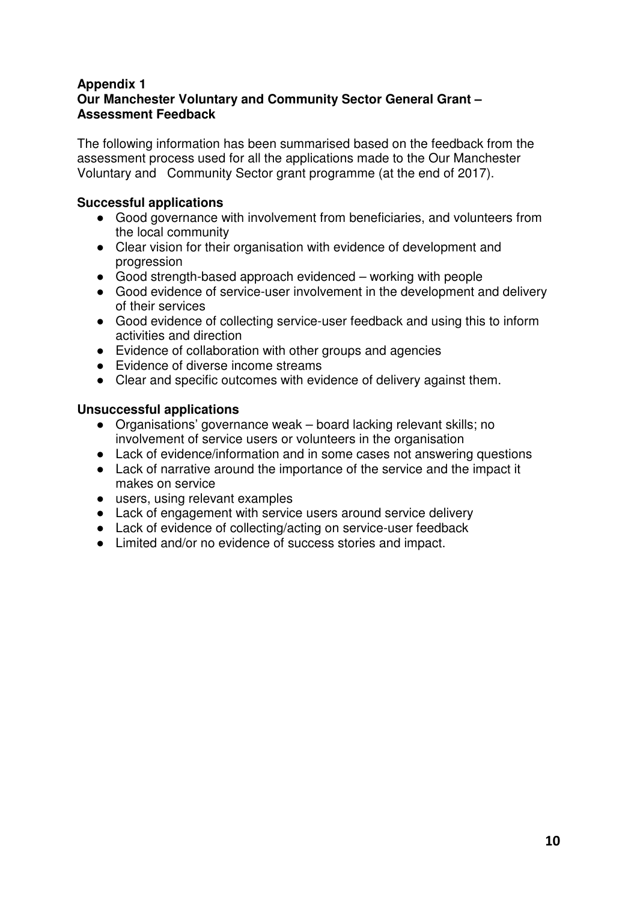**Appendix 1**
**Our Manchester Voluntary and Community Sector General Grant – Assessment Feedback**

The following information has been summarised based on the feedback from the assessment process used for all the applications made to the Our Manchester Voluntary and Community Sector grant programme (at the end of 2017).

**Successful applications**

- Good governance with involvement from beneficiaries, and volunteers from the local community
- Clear vision for their organisation with evidence of development and progression
- Good strength-based approach evidenced – working with people
- Good evidence of service-user involvement in the development and delivery of their services
- Good evidence of collecting service-user feedback and using this to inform activities and direction
- Evidence of collaboration with other groups and agencies
- Evidence of diverse income streams
- Clear and specific outcomes with evidence of delivery against them.

**Unsuccessful applications**

- Organisations' governance weak – board lacking relevant skills; no involvement of service users or volunteers in the organisation
- Lack of evidence/information and in some cases not answering questions
- Lack of narrative around the importance of the service and the impact it makes on service
- users, using relevant examples
- Lack of engagement with service users around service delivery
- Lack of evidence of collecting/acting on service-user feedback
- Limited and/or no evidence of success stories and impact.